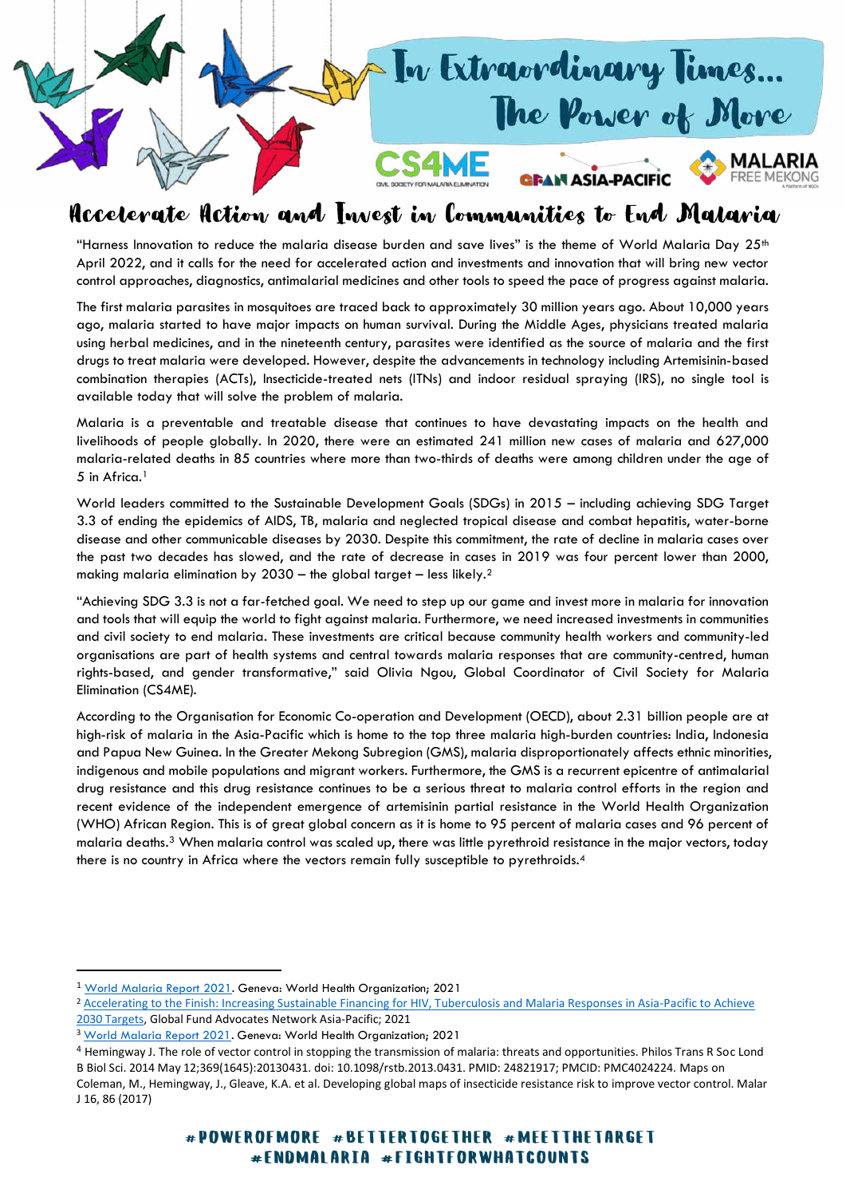# In Extraordinary Times... The Power of More

CS4ME CIVIL SOCIETY FOR MALARIA ELIMINATION | GFAN ASIA-PACIFIC | MALARIA FREE MEKONG

## Accelerate Action and Invest in Communities to End Malaria

"Harness Innovation to reduce the malaria disease burden and save lives" is the theme of World Malaria Day 25th April 2022, and it calls for the need for accelerated action and investments and innovation that will bring new vector control approaches, diagnostics, antimalarial medicines and other tools to speed the pace of progress against malaria.

The first malaria parasites in mosquitoes are traced back to approximately 30 million years ago. About 10,000 years ago, malaria started to have major impacts on human survival. During the Middle Ages, physicians treated malaria using herbal medicines, and in the nineteenth century, parasites were identified as the source of malaria and the first drugs to treat malaria were developed. However, despite the advancements in technology including Artemisinin-based combination therapies (ACTs), Insecticide-treated nets (ITNs) and indoor residual spraying (IRS), no single tool is available today that will solve the problem of malaria.

Malaria is a preventable and treatable disease that continues to have devastating impacts on the health and livelihoods of people globally. In 2020, there were an estimated 241 million new cases of malaria and 627,000 malaria-related deaths in 85 countries where more than two-thirds of deaths were among children under the age of 5 in Africa.[1]

World leaders committed to the Sustainable Development Goals (SDGs) in 2015 – including achieving SDG Target 3.3 of ending the epidemics of AIDS, TB, malaria and neglected tropical disease and combat hepatitis, water-borne disease and other communicable diseases by 2030. Despite this commitment, the rate of decline in malaria cases over the past two decades has slowed, and the rate of decrease in cases in 2019 was four percent lower than 2000, making malaria elimination by 2030 – the global target – less likely.[2]

"Achieving SDG 3.3 is not a far-fetched goal. We need to step up our game and invest more in malaria for innovation and tools that will equip the world to fight against malaria. Furthermore, we need increased investments in communities and civil society to end malaria. These investments are critical because community health workers and community-led organisations are part of health systems and central towards malaria responses that are community-centred, human rights-based, and gender transformative," said Olivia Ngou, Global Coordinator of Civil Society for Malaria Elimination (CS4ME).

According to the Organisation for Economic Co-operation and Development (OECD), about 2.31 billion people are at high-risk of malaria in the Asia-Pacific which is home to the top three malaria high-burden countries: India, Indonesia and Papua New Guinea. In the Greater Mekong Subregion (GMS), malaria disproportionately affects ethnic minorities, indigenous and mobile populations and migrant workers. Furthermore, the GMS is a recurrent epicentre of antimalarial drug resistance and this drug resistance continues to be a serious threat to malaria control efforts in the region and recent evidence of the independent emergence of artemisinin partial resistance in the World Health Organization (WHO) African Region. This is of great global concern as it is home to 95 percent of malaria cases and 96 percent of malaria deaths.[3] When malaria control was scaled up, there was little pyrethroid resistance in the major vectors, today there is no country in Africa where the vectors remain fully susceptible to pyrethroids.[4]

---

[1] World Malaria Report 2021. Geneva: World Health Organization; 2021

[2] Accelerating to the Finish: Increasing Sustainable Financing for HIV, Tuberculosis and Malaria Responses in Asia-Pacific to Achieve 2030 Targets, Global Fund Advocates Network Asia-Pacific; 2021

[3] World Malaria Report 2021. Geneva: World Health Organization; 2021

[4] Hemingway J. The role of vector control in stopping the transmission of malaria: threats and opportunities. Philos Trans R Soc Lond B Biol Sci. 2014 May 12;369(1645):20130431. doi: 10.1098/rstb.2013.0431. PMID: 24821917; PMCID: PMC4024224. Maps on Coleman, M., Hemingway, J., Gleave, K.A. et al. Developing global maps of insecticide resistance risk to improve vector control. Malar J 16, 86 (2017)

#POWEROFMORE #BETTERTOGETHER #MEETTHETARGET #ENDMALARIA #FIGHTFORWHATCOUNTS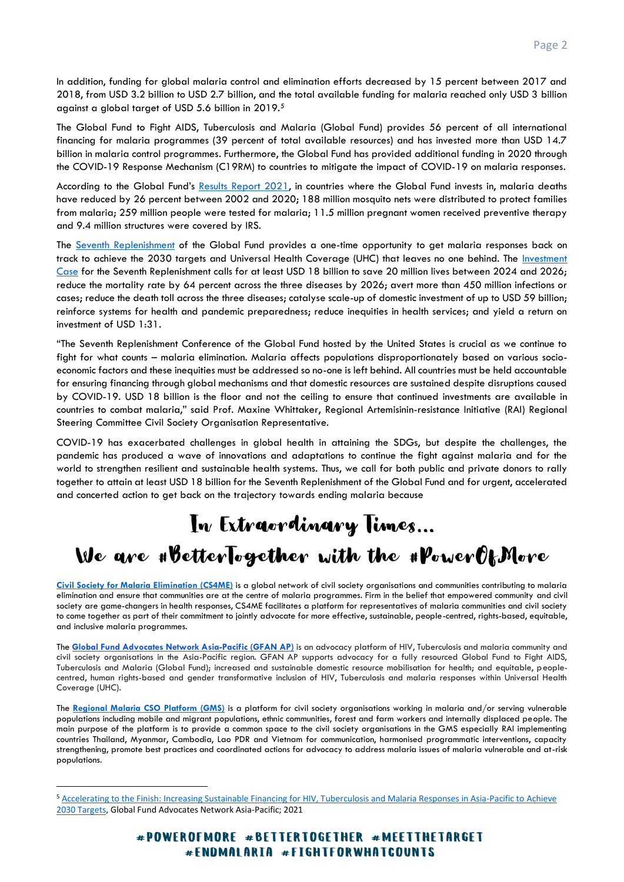In addition, funding for global malaria control and elimination efforts decreased by 15 percent between 2017 and 2018, from USD 3.2 billion to USD 2.7 billion, and the total available funding for malaria reached only USD 3 billion against a global target of USD 5.6 billion in 2019.[5]

The Global Fund to Fight AIDS, Tuberculosis and Malaria (Global Fund) provides 56 percent of all international financing for malaria programmes (39 percent of total available resources) and has invested more than USD 14.7 billion in malaria control programmes. Furthermore, the Global Fund has provided additional funding in 2020 through the COVID-19 Response Mechanism (C19RM) to countries to mitigate the impact of COVID-19 on malaria responses.

According to the Global Fund's Results Report 2021, in countries where the Global Fund invests in, malaria deaths have reduced by 26 percent between 2002 and 2020; 188 million mosquito nets were distributed to protect families from malaria; 259 million people were tested for malaria; 11.5 million pregnant women received preventive therapy and 9.4 million structures were covered by IRS.

The Seventh Replenishment of the Global Fund provides a one-time opportunity to get malaria responses back on track to achieve the 2030 targets and Universal Health Coverage (UHC) that leaves no one behind. The Investment Case for the Seventh Replenishment calls for at least USD 18 billion to save 20 million lives between 2024 and 2026; reduce the mortality rate by 64 percent across the three diseases by 2026; avert more than 450 million infections or cases; reduce the death toll across the three diseases; catalyse scale-up of domestic investment of up to USD 59 billion; reinforce systems for health and pandemic preparedness; reduce inequities in health services; and yield a return on investment of USD 1:31.

"The Seventh Replenishment Conference of the Global Fund hosted by the United States is crucial as we continue to fight for what counts – malaria elimination. Malaria affects populations disproportionately based on various socio-economic factors and these inequities must be addressed so no-one is left behind. All countries must be held accountable for ensuring financing through global mechanisms and that domestic resources are sustained despite disruptions caused by COVID-19. USD 18 billion is the floor and not the ceiling to ensure that continued investments are available in countries to combat malaria," said Prof. Maxine Whittaker, Regional Artemisinin-resistance Initiative (RAI) Regional Steering Committee Civil Society Organisation Representative.

COVID-19 has exacerbated challenges in global health in attaining the SDGs, but despite the challenges, the pandemic has produced a wave of innovations and adaptations to continue the fight against malaria and for the world to strengthen resilient and sustainable health systems. Thus, we call for both public and private donors to rally together to attain at least USD 18 billion for the Seventh Replenishment of the Global Fund and for urgent, accelerated and concerted action to get back on the trajectory towards ending malaria because

## In Extraordinary Times...
## We are #BetterTogether with the #PowerOfMore

**Civil Society for Malaria Elimination (CS4ME)** is a global network of civil society organisations and communities contributing to malaria elimination and ensure that communities are at the centre of malaria programmes. Firm in the belief that empowered community and civil society are game-changers in health responses, CS4ME facilitates a platform for representatives of malaria communities and civil society to come together as part of their commitment to jointly advocate for more effective, sustainable, people-centred, rights-based, equitable, and inclusive malaria programmes.

The **Global Fund Advocates Network Asia-Pacific (GFAN AP)** is an advocacy platform of HIV, Tuberculosis and malaria community and civil society organisations in the Asia-Pacific region. GFAN AP supports advocacy for a fully resourced Global Fund to Fight AIDS, Tuberculosis and Malaria (Global Fund); increased and sustainable domestic resource mobilisation for health; and equitable, people-centred, human rights-based and gender transformative inclusion of HIV, Tuberculosis and malaria responses within Universal Health Coverage (UHC).

The **Regional Malaria CSO Platform (GMS)** is a platform for civil society organisations working in malaria and/or serving vulnerable populations including mobile and migrant populations, ethnic communities, forest and farm workers and internally displaced people. The main purpose of the platform is to provide a common space to the civil society organisations in the GMS especially RAI implementing countries Thailand, Myanmar, Cambodia, Lao PDR and Vietnam for communication, harmonised programmatic interventions, capacity strengthening, promote best practices and coordinated actions for advocacy to address malaria issues of malaria vulnerable and at-risk populations.

[5] Accelerating to the Finish: Increasing Sustainable Financing for HIV, Tuberculosis and Malaria Responses in Asia-Pacific to Achieve 2030 Targets, Global Fund Advocates Network Asia-Pacific; 2021

#POWEROFMORE #BETTERTOGETHER #MEETTHETARGET
#ENDMALARIA #FIGHTFORWHATCOUNTS